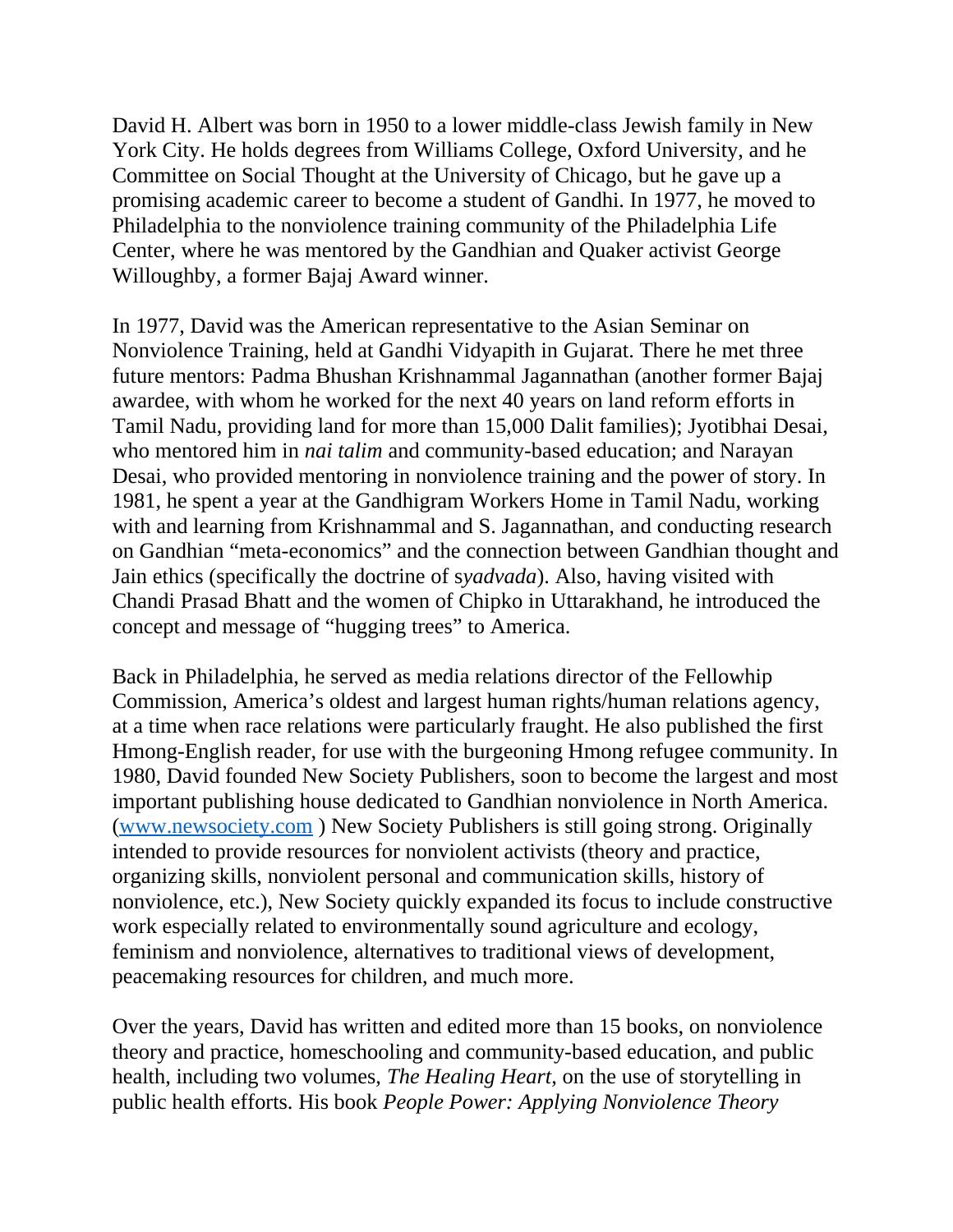David H. Albert was born in 1950 to a lower middle-class Jewish family in New York City. He holds degrees from Williams College, Oxford University, and he Committee on Social Thought at the University of Chicago, but he gave up a promising academic career to become a student of Gandhi. In 1977, he moved to Philadelphia to the nonviolence training community of the Philadelphia Life Center, where he was mentored by the Gandhian and Quaker activist George Willoughby, a former Bajaj Award winner.

In 1977, David was the American representative to the Asian Seminar on Nonviolence Training, held at Gandhi Vidyapith in Gujarat. There he met three future mentors: Padma Bhushan Krishnammal Jagannathan (another former Bajaj awardee, with whom he worked for the next 40 years on land reform efforts in Tamil Nadu, providing land for more than 15,000 Dalit families); Jyotibhai Desai, who mentored him in *nai talim* and community-based education; and Narayan Desai, who provided mentoring in nonviolence training and the power of story. In 1981, he spent a year at the Gandhigram Workers Home in Tamil Nadu, working with and learning from Krishnammal and S. Jagannathan, and conducting research on Gandhian "meta-economics" and the connection between Gandhian thought and Jain ethics (specifically the doctrine of s*yadvada*). Also, having visited with Chandi Prasad Bhatt and the women of Chipko in Uttarakhand, he introduced the concept and message of "hugging trees" to America.

Back in Philadelphia, he served as media relations director of the Fellowhip Commission, America's oldest and largest human rights/human relations agency, at a time when race relations were particularly fraught. He also published the first Hmong-English reader, for use with the burgeoning Hmong refugee community. In 1980, David founded New Society Publishers, soon to become the largest and most important publishing house dedicated to Gandhian nonviolence in North America. ([www.newsociety.com](http://www.newsociety.com) ) New Society Publishers is still going strong. Originally intended to provide resources for nonviolent activists (theory and practice, organizing skills, nonviolent personal and communication skills, history of nonviolence, etc.), New Society quickly expanded its focus to include constructive work especially related to environmentally sound agriculture and ecology, feminism and nonviolence, alternatives to traditional views of development, peacemaking resources for children, and much more.

Over the years, David has written and edited more than 15 books, on nonviolence theory and practice, homeschooling and community-based education, and public health, including two volumes, *The Healing Heart*, on the use of storytelling in public health efforts. His book *People Power: Applying Nonviolence Theory*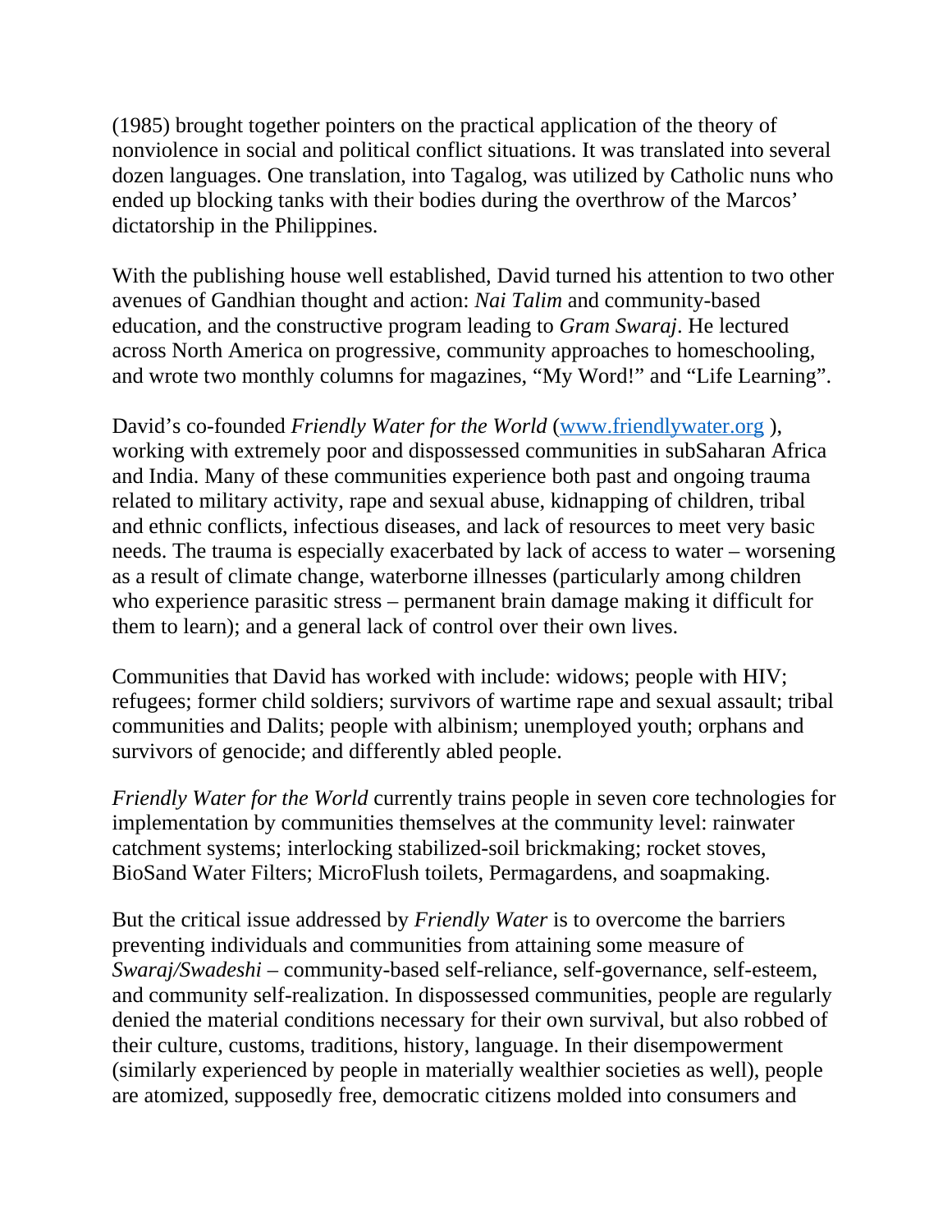(1985) brought together pointers on the practical application of the theory of nonviolence in social and political conflict situations. It was translated into several dozen languages. One translation, into Tagalog, was utilized by Catholic nuns who ended up blocking tanks with their bodies during the overthrow of the Marcos' dictatorship in the Philippines.

With the publishing house well established, David turned his attention to two other avenues of Gandhian thought and action: *Nai Talim* and community-based education, and the constructive program leading to *Gram Swaraj*. He lectured across North America on progressive, community approaches to homeschooling, and wrote two monthly columns for magazines, "My Word!" and "Life Learning".

David's co-founded *Friendly Water for the World* ([www.friendlywater.org](www.friendlywater.org) ), working with extremely poor and dispossessed communities in subSaharan Africa and India. Many of these communities experience both past and ongoing trauma related to military activity, rape and sexual abuse, kidnapping of children, tribal and ethnic conflicts, infectious diseases, and lack of resources to meet very basic needs. The trauma is especially exacerbated by lack of access to water – worsening as a result of climate change, waterborne illnesses (particularly among children who experience parasitic stress – permanent brain damage making it difficult for them to learn); and a general lack of control over their own lives.

Communities that David has worked with include: widows; people with HIV; refugees; former child soldiers; survivors of wartime rape and sexual assault; tribal communities and Dalits; people with albinism; unemployed youth; orphans and survivors of genocide; and differently abled people.

*Friendly Water for the World* currently trains people in seven core technologies for implementation by communities themselves at the community level: rainwater catchment systems; interlocking stabilized-soil brickmaking; rocket stoves, BioSand Water Filters; MicroFlush toilets, Permagardens, and soapmaking.

But the critical issue addressed by *Friendly Water* is to overcome the barriers preventing individuals and communities from attaining some measure of *Swaraj/Swadeshi* – community-based self-reliance, self-governance, self-esteem, and community self-realization. In dispossessed communities, people are regularly denied the material conditions necessary for their own survival, but also robbed of their culture, customs, traditions, history, language. In their disempowerment (similarly experienced by people in materially wealthier societies as well), people are atomized, supposedly free, democratic citizens molded into consumers and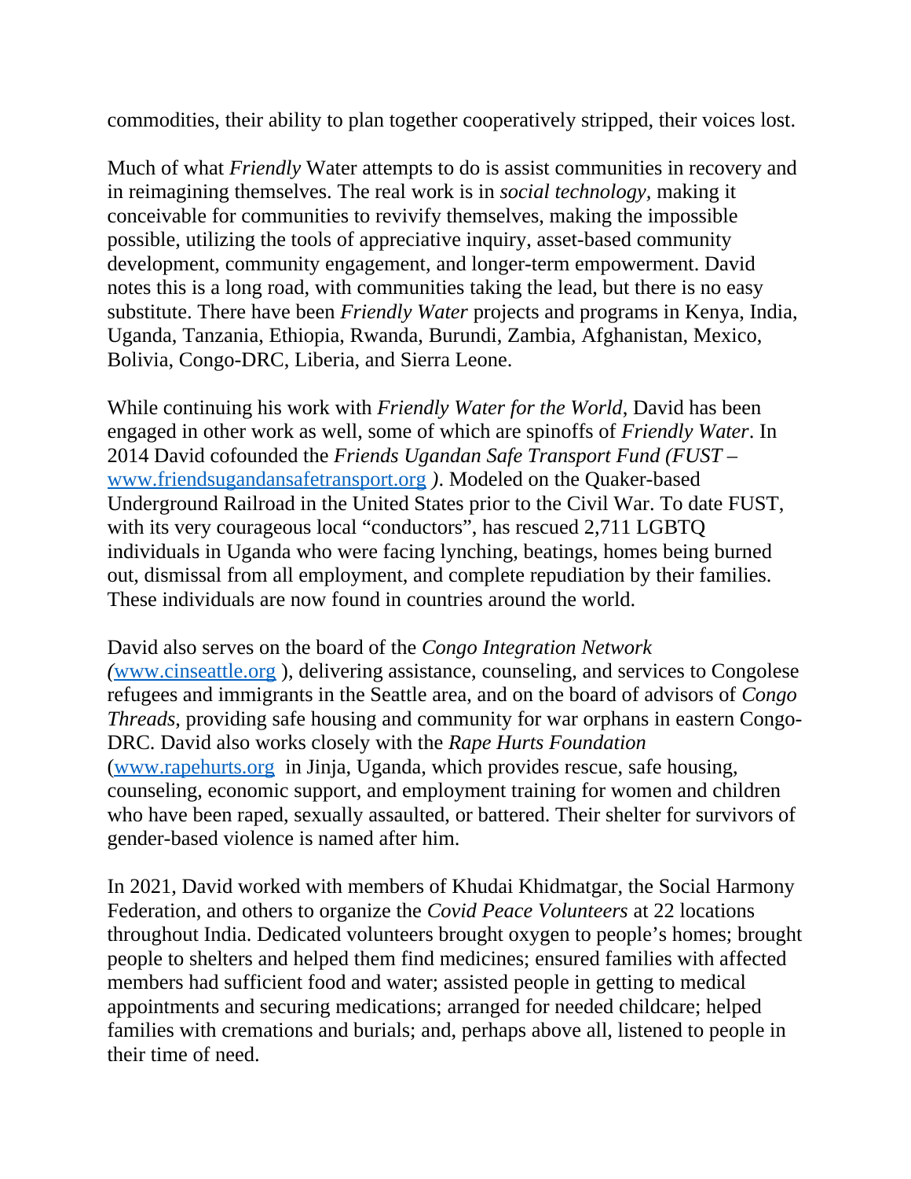commodities, their ability to plan together cooperatively stripped, their voices lost.

Much of what *Friendly* Water attempts to do is assist communities in recovery and in reimagining themselves. The real work is in *social technology,* making it conceivable for communities to revivify themselves, making the impossible possible, utilizing the tools of appreciative inquiry, asset-based community development, community engagement, and longer-term empowerment. David notes this is a long road, with communities taking the lead, but there is no easy substitute. There have been *Friendly Water* projects and programs in Kenya, India, Uganda, Tanzania, Ethiopia, Rwanda, Burundi, Zambia, Afghanistan, Mexico, Bolivia, Congo-DRC, Liberia, and Sierra Leone.

While continuing his work with *Friendly Water for the World*, David has been engaged in other work as well, some of which are spinoffs of *Friendly Water*. In 2014 David cofounded the *Friends Ugandan Safe Transport Fund (FUST –* [www.friendsugandansafetransport.org](http://www.friendsugandansafetransport.org) *)*. Modeled on the Quaker-based Underground Railroad in the United States prior to the Civil War. To date FUST, with its very courageous local "conductors", has rescued 2,711 LGBTQ individuals in Uganda who were facing lynching, beatings, homes being burned out, dismissal from all employment, and complete repudiation by their families. These individuals are now found in countries around the world.

David also serves on the board of the *Congo Integration Network (*[www.cinseattle.org](http://www.cinseattle.org) ), delivering assistance, counseling, and services to Congolese refugees and immigrants in the Seattle area, and on the board of advisors of *Congo Threads*, providing safe housing and community for war orphans in eastern Congo-DRC. David also works closely with the *Rape Hurts Foundation* ([www.rapehurts.org](http://www.rapehurts.org) in Jinja, Uganda, which provides rescue, safe housing, counseling, economic support, and employment training for women and children who have been raped, sexually assaulted, or battered. Their shelter for survivors of gender-based violence is named after him.

In 2021, David worked with members of Khudai Khidmatgar, the Social Harmony Federation, and others to organize the *Covid Peace Volunteers* at 22 locations throughout India. Dedicated volunteers brought oxygen to people's homes; brought people to shelters and helped them find medicines; ensured families with affected members had sufficient food and water; assisted people in getting to medical appointments and securing medications; arranged for needed childcare; helped families with cremations and burials; and, perhaps above all, listened to people in their time of need.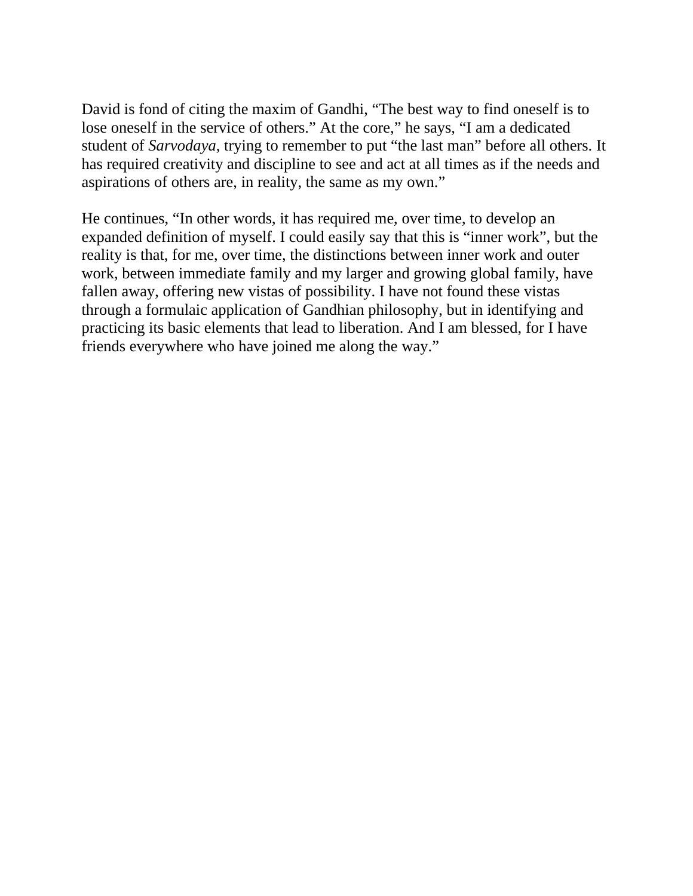David is fond of citing the maxim of Gandhi, "The best way to find oneself is to lose oneself in the service of others." At the core," he says, "I am a dedicated student of *Sarvodaya*, trying to remember to put "the last man" before all others. It has required creativity and discipline to see and act at all times as if the needs and aspirations of others are, in reality, the same as my own."

He continues, "In other words, it has required me, over time, to develop an expanded definition of myself. I could easily say that this is "inner work", but the reality is that, for me, over time, the distinctions between inner work and outer work, between immediate family and my larger and growing global family, have fallen away, offering new vistas of possibility. I have not found these vistas through a formulaic application of Gandhian philosophy, but in identifying and practicing its basic elements that lead to liberation. And I am blessed, for I have friends everywhere who have joined me along the way."